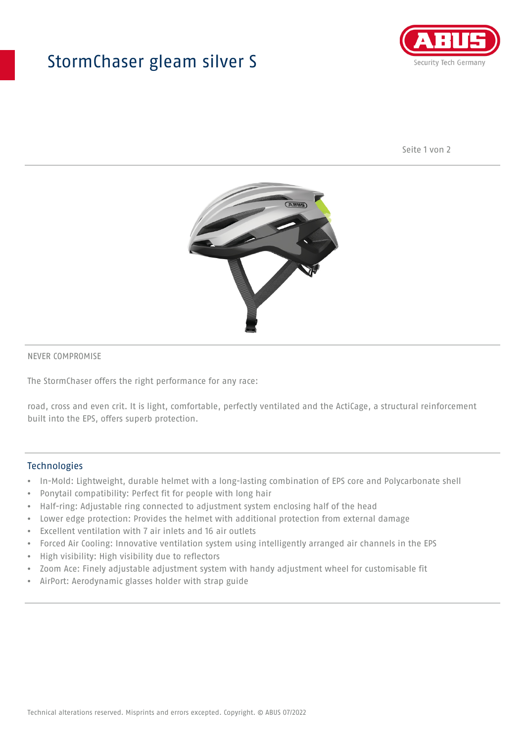# StormChaser gleam silver S

NEVER COMPROMISE

The StormChaser offers the right performance for any race:

road, cross and even crit. It is light, comfortable, perfectly ventilated and the ActiCage, a structural reinforcement built into the EPS, offers superb protection.

## Technologies

- In-Mold: Lightweight, durable helmet with a long-lasting combination of EPS core and Polycarbonate shell
- Ponytail compatibility: Perfect fit for people with long hair
- Half-ring: Adjustable ring connected to adjustment system enclosing half of the head
- Lower edge protection: Provides the helmet with additional protection from external damage
- Excellent ventilation with 7 air inlets and 16 air outlets
- Forced Air Cooling: Innovative ventilation system using intelligently arranged air channels in the EPS
- High visibility: High visibility due to reflectors
- Zoom Ace: Finely adjustable adjustment system with handy adjustment wheel for customisable fit
- AirPort: Aerodynamic glasses holder with strap guide

Technical alterations reserved. Misprints and errors excepted. Copyright. © ABUS 07/2022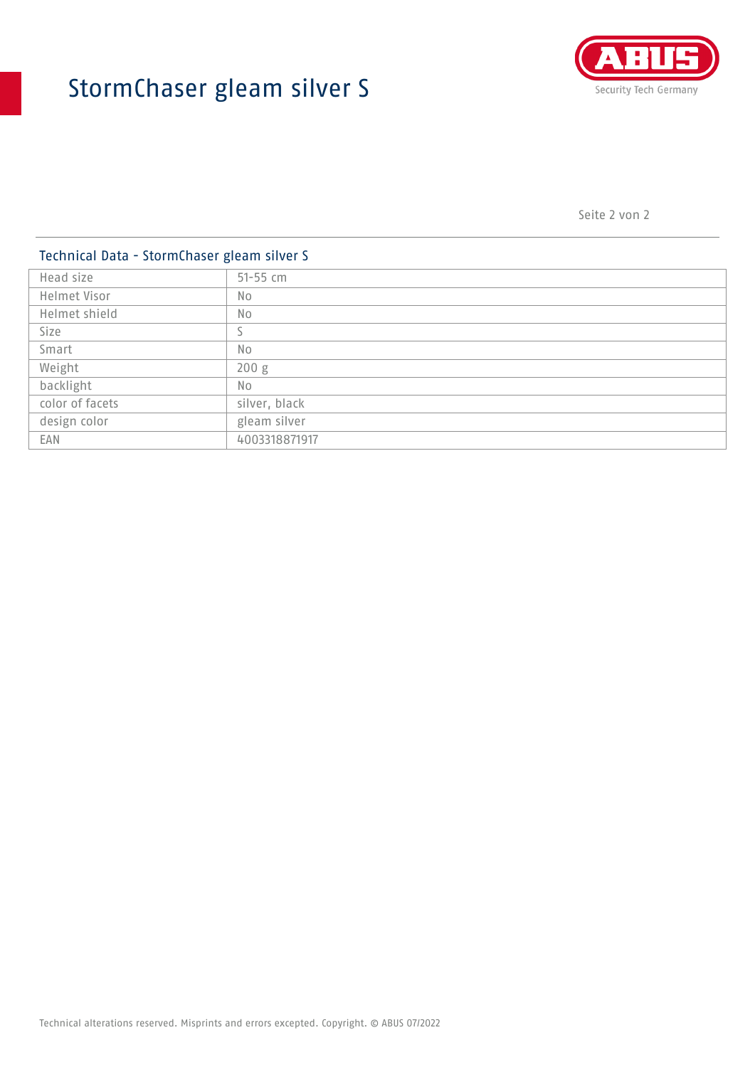# StormChaser gleam silver S

## Technical Data - StormChaser gleam silver S

| | |
|---|---|
| Head size | 51-55 cm |
| Helmet Visor | No |
| Helmet shield | No |
| Size | S |
| Smart | No |
| Weight | 200 g |
| backlight | No |
| color of facets | silver, black |
| design color | gleam silver |
| EAN | 4003318871917 |

Technical alterations reserved. Misprints and errors excepted. Copyright. © ABUS 07/2022